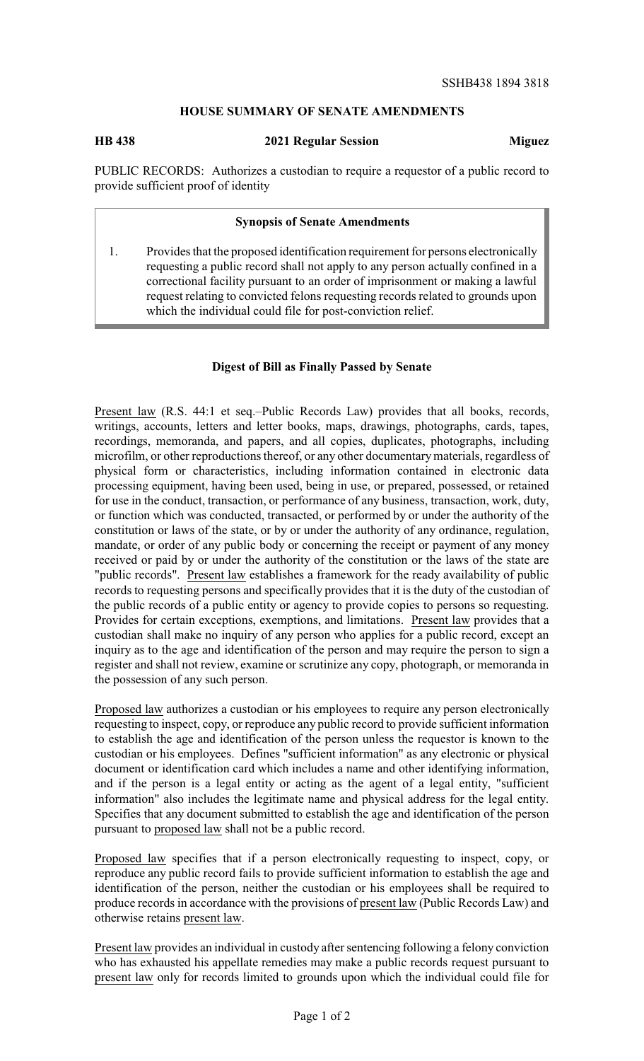SSHB438 1894 3818

## HOUSE SUMMARY OF SENATE AMENDMENTS

**HB 438** **2021 Regular Session** **Miguez**

PUBLIC RECORDS: Authorizes a custodian to require a requestor of a public record to provide sufficient proof of identity

### Synopsis of Senate Amendments

1. Provides that the proposed identification requirement for persons electronically requesting a public record shall not apply to any person actually confined in a correctional facility pursuant to an order of imprisonment or making a lawful request relating to convicted felons requesting records related to grounds upon which the individual could file for post-conviction relief.

### Digest of Bill as Finally Passed by Senate

Present law (R.S. 44:1 et seq.–Public Records Law) provides that all books, records, writings, accounts, letters and letter books, maps, drawings, photographs, cards, tapes, recordings, memoranda, and papers, and all copies, duplicates, photographs, including microfilm, or other reproductions thereof, or any other documentary materials, regardless of physical form or characteristics, including information contained in electronic data processing equipment, having been used, being in use, or prepared, possessed, or retained for use in the conduct, transaction, or performance of any business, transaction, work, duty, or function which was conducted, transacted, or performed by or under the authority of the constitution or laws of the state, or by or under the authority of any ordinance, regulation, mandate, or order of any public body or concerning the receipt or payment of any money received or paid by or under the authority of the constitution or the laws of the state are "public records". Present law establishes a framework for the ready availability of public records to requesting persons and specifically provides that it is the duty of the custodian of the public records of a public entity or agency to provide copies to persons so requesting. Provides for certain exceptions, exemptions, and limitations. Present law provides that a custodian shall make no inquiry of any person who applies for a public record, except an inquiry as to the age and identification of the person and may require the person to sign a register and shall not review, examine or scrutinize any copy, photograph, or memoranda in the possession of any such person.

Proposed law authorizes a custodian or his employees to require any person electronically requesting to inspect, copy, or reproduce any public record to provide sufficient information to establish the age and identification of the person unless the requestor is known to the custodian or his employees. Defines "sufficient information" as any electronic or physical document or identification card which includes a name and other identifying information, and if the person is a legal entity or acting as the agent of a legal entity, "sufficient information" also includes the legitimate name and physical address for the legal entity. Specifies that any document submitted to establish the age and identification of the person pursuant to proposed law shall not be a public record.

Proposed law specifies that if a person electronically requesting to inspect, copy, or reproduce any public record fails to provide sufficient information to establish the age and identification of the person, neither the custodian or his employees shall be required to produce records in accordance with the provisions of present law (Public Records Law) and otherwise retains present law.

Present law provides an individual in custody after sentencing following a felony conviction who has exhausted his appellate remedies may make a public records request pursuant to present law only for records limited to grounds upon which the individual could file for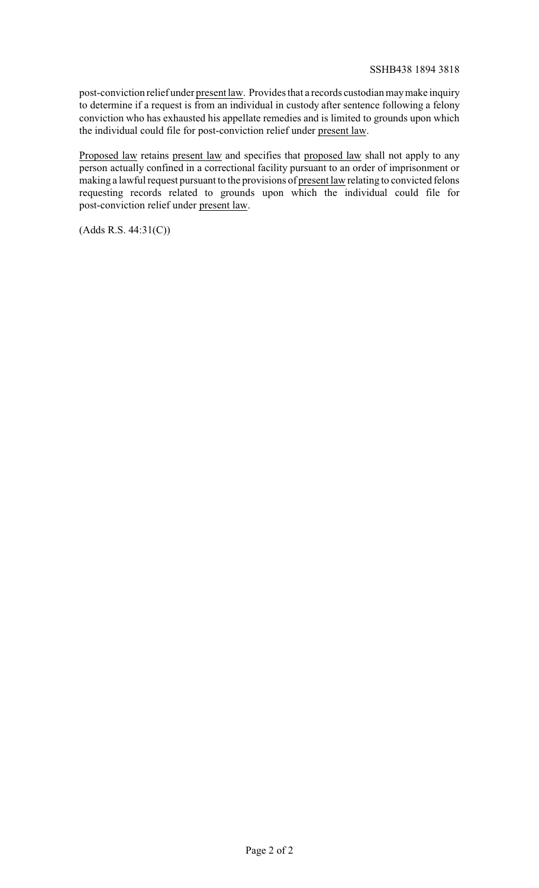post-conviction relief under present law. Provides that a records custodian may make inquiry to determine if a request is from an individual in custody after sentence following a felony conviction who has exhausted his appellate remedies and is limited to grounds upon which the individual could file for post-conviction relief under present law.

Proposed law retains present law and specifies that proposed law shall not apply to any person actually confined in a correctional facility pursuant to an order of imprisonment or making a lawful request pursuant to the provisions of present law relating to convicted felons requesting records related to grounds upon which the individual could file for post-conviction relief under present law.

(Adds R.S. 44:31(C))